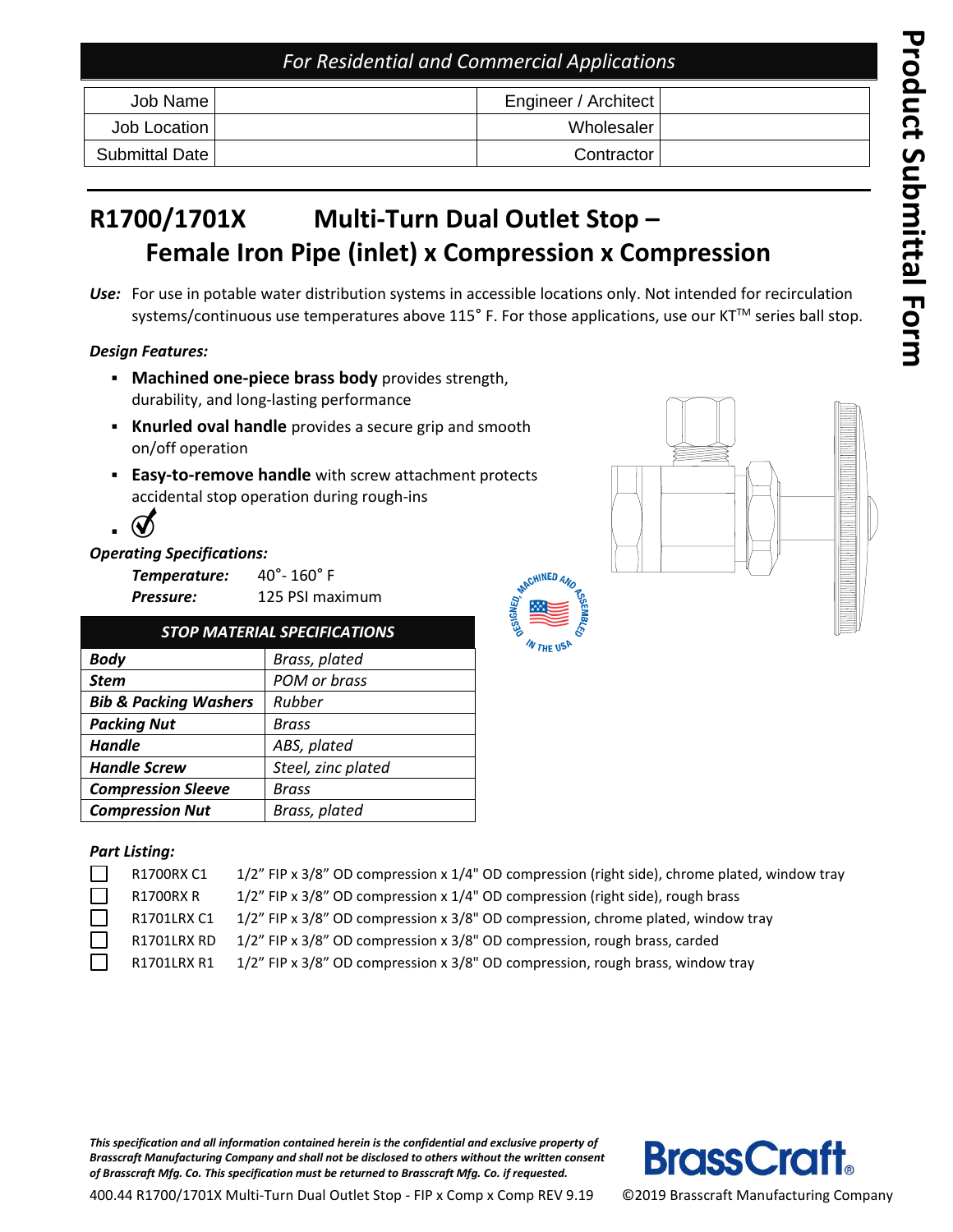*For Residential and Commercial Applications*

| Job Name | | Engineer / Architect | |
|---|---|---|---|
| Job Location | | Wholesaler | |
| Submittal Date | | Contractor | |

**Product Submittal Form**

# R1700/1701X Multi-Turn Dual Outlet Stop – Female Iron Pipe (inlet) x Compression x Compression

***Use:*** For use in potable water distribution systems in accessible locations only. Not intended for recirculation systems/continuous use temperatures above 115˚ F. For those applications, use our KT™ series ball stop.

***Design Features:***

- **Machined one-piece brass body** provides strength, durability, and long-lasting performance
- **Knurled oval handle** provides a secure grip and smooth on/off operation
- **Easy-to-remove handle** with screw attachment protects accidental stop operation during rough-ins

***Operating Specifications:***

***Temperature:*** 40˚- 160˚ F
***Pressure:*** 125 PSI maximum

DESIGNED, MACHINED AND ASSEMBLED IN THE USA

| ***STOP MATERIAL SPECIFICATIONS*** | |
|---|---|
| ***Body*** | *Brass, plated* |
| ***Stem*** | *POM or brass* |
| ***Bib & Packing Washers*** | *Rubber* |
| ***Packing Nut*** | *Brass* |
| ***Handle*** | *ABS, plated* |
| ***Handle Screw*** | *Steel, zinc plated* |
| ***Compression Sleeve*** | *Brass* |
| ***Compression Nut*** | *Brass, plated* |

***Part Listing:***

- ☐ R1700RX C1 — 1/2" FIP x 3/8" OD compression x 1/4" OD compression (right side), chrome plated, window tray
- ☐ R1700RX R — 1/2" FIP x 3/8" OD compression x 1/4" OD compression (right side), rough brass
- ☐ R1701LRX C1 — 1/2" FIP x 3/8" OD compression x 3/8" OD compression, chrome plated, window tray
- ☐ R1701LRX RD — 1/2" FIP x 3/8" OD compression x 3/8" OD compression, rough brass, carded
- ☐ R1701LRX R1 — 1/2" FIP x 3/8" OD compression x 3/8" OD compression, rough brass, window tray

***This specification and all information contained herein is the confidential and exclusive property of Brasscraft Manufacturing Company and shall not be disclosed to others without the written consent of Brasscraft Mfg. Co. This specification must be returned to Brasscraft Mfg. Co. if requested.***

400.44 R1700/1701X Multi-Turn Dual Outlet Stop - FIP x Comp x Comp REV 9.19

BrassCraft®

©2019 Brasscraft Manufacturing Company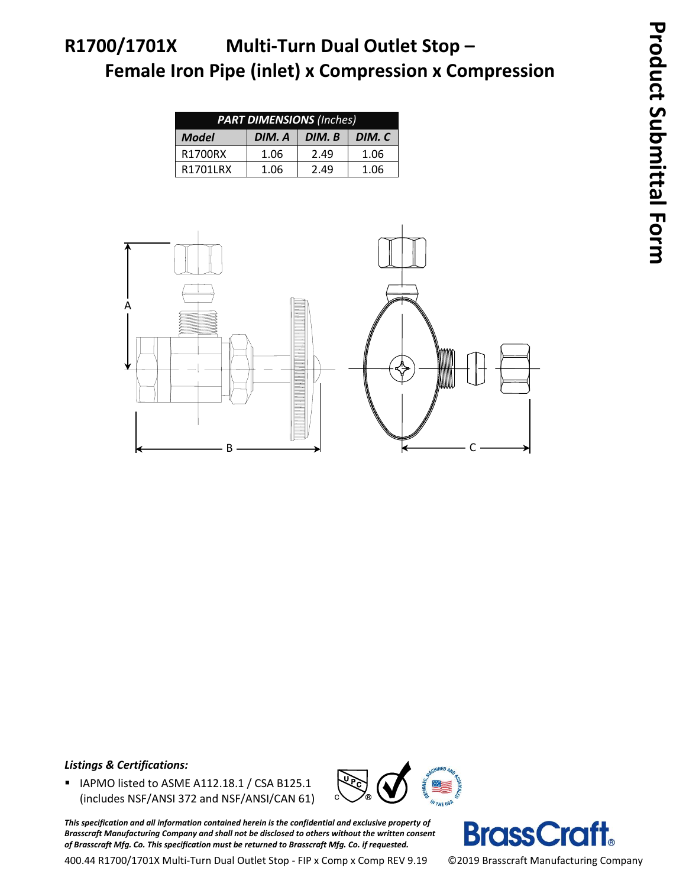# R1700/1701X Multi-Turn Dual Outlet Stop – Female Iron Pipe (inlet) x Compression x Compression

| *PART DIMENSIONS (Inches)* | | | |
|---|---|---|---|
| ***Model*** | ***DIM. A*** | ***DIM. B*** | ***DIM. C*** |
| R1700RX | 1.06 | 2.49 | 1.06 |
| R1701LRX | 1.06 | 2.49 | 1.06 |

A

B

C

***Listings & Certifications:***

- IAPMO listed to ASME A112.18.1 / CSA B125.1 (includes NSF/ANSI 372 and NSF/ANSI/CAN 61)

***This specification and all information contained herein is the confidential and exclusive property of Brasscraft Manufacturing Company and shall not be disclosed to others without the written consent of Brasscraft Mfg. Co. This specification must be returned to Brasscraft Mfg. Co. if requested.***

400.44 R1700/1701X Multi-Turn Dual Outlet Stop - FIP x Comp x Comp REV 9.19

©2019 Brasscraft Manufacturing Company